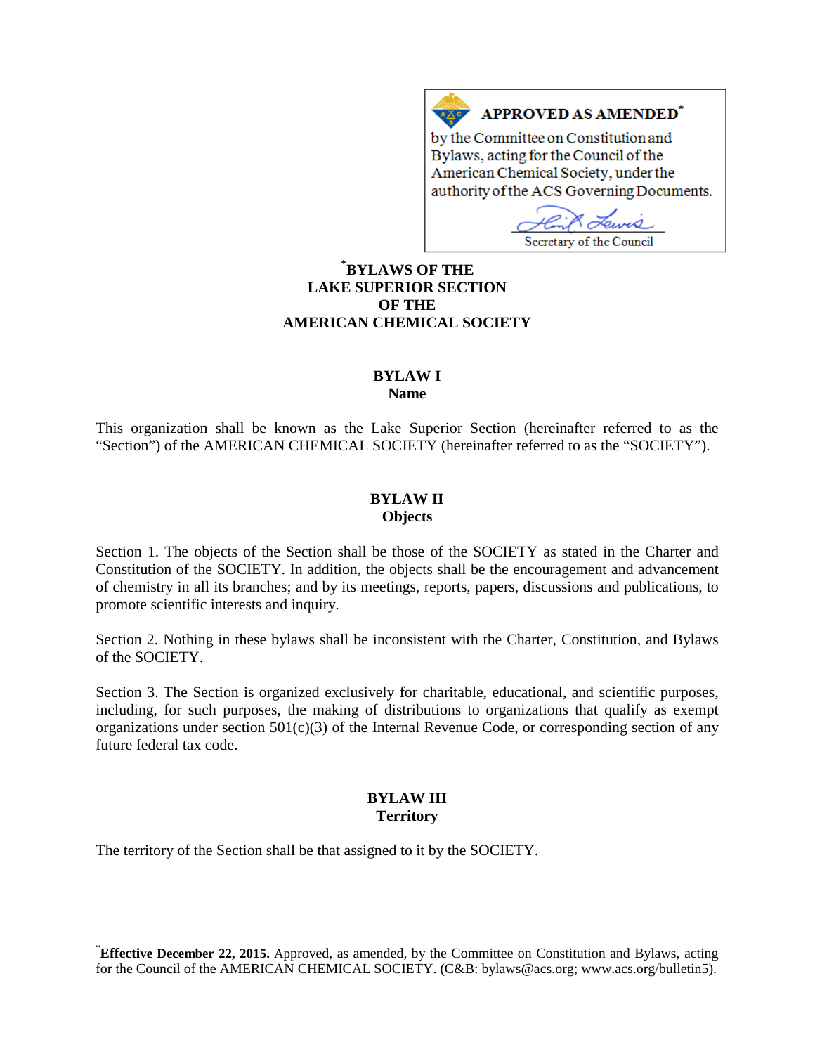**APPROVED AS AMENDED***

by the Committee on Constitution and Bylaws, acting for the Council of the American Chemical Society, under the authority of the ACS Governing Documents.

Secretary of the Council

# *BYLAWS OF THE LAKE SUPERIOR SECTION OF THE AMERICAN CHEMICAL SOCIETY

## BYLAW I
### Name

This organization shall be known as the Lake Superior Section (hereinafter referred to as the "Section") of the AMERICAN CHEMICAL SOCIETY (hereinafter referred to as the "SOCIETY").

## BYLAW II
### Objects

Section 1. The objects of the Section shall be those of the SOCIETY as stated in the Charter and Constitution of the SOCIETY. In addition, the objects shall be the encouragement and advancement of chemistry in all its branches; and by its meetings, reports, papers, discussions and publications, to promote scientific interests and inquiry.

Section 2. Nothing in these bylaws shall be inconsistent with the Charter, Constitution, and Bylaws of the SOCIETY.

Section 3. The Section is organized exclusively for charitable, educational, and scientific purposes, including, for such purposes, the making of distributions to organizations that qualify as exempt organizations under section 501(c)(3) of the Internal Revenue Code, or corresponding section of any future federal tax code.

## BYLAW III
### Territory

The territory of the Section shall be that assigned to it by the SOCIETY.

---

***Effective December 22, 2015.** Approved, as amended, by the Committee on Constitution and Bylaws, acting for the Council of the AMERICAN CHEMICAL SOCIETY. (C&B: bylaws@acs.org; www.acs.org/bulletin5).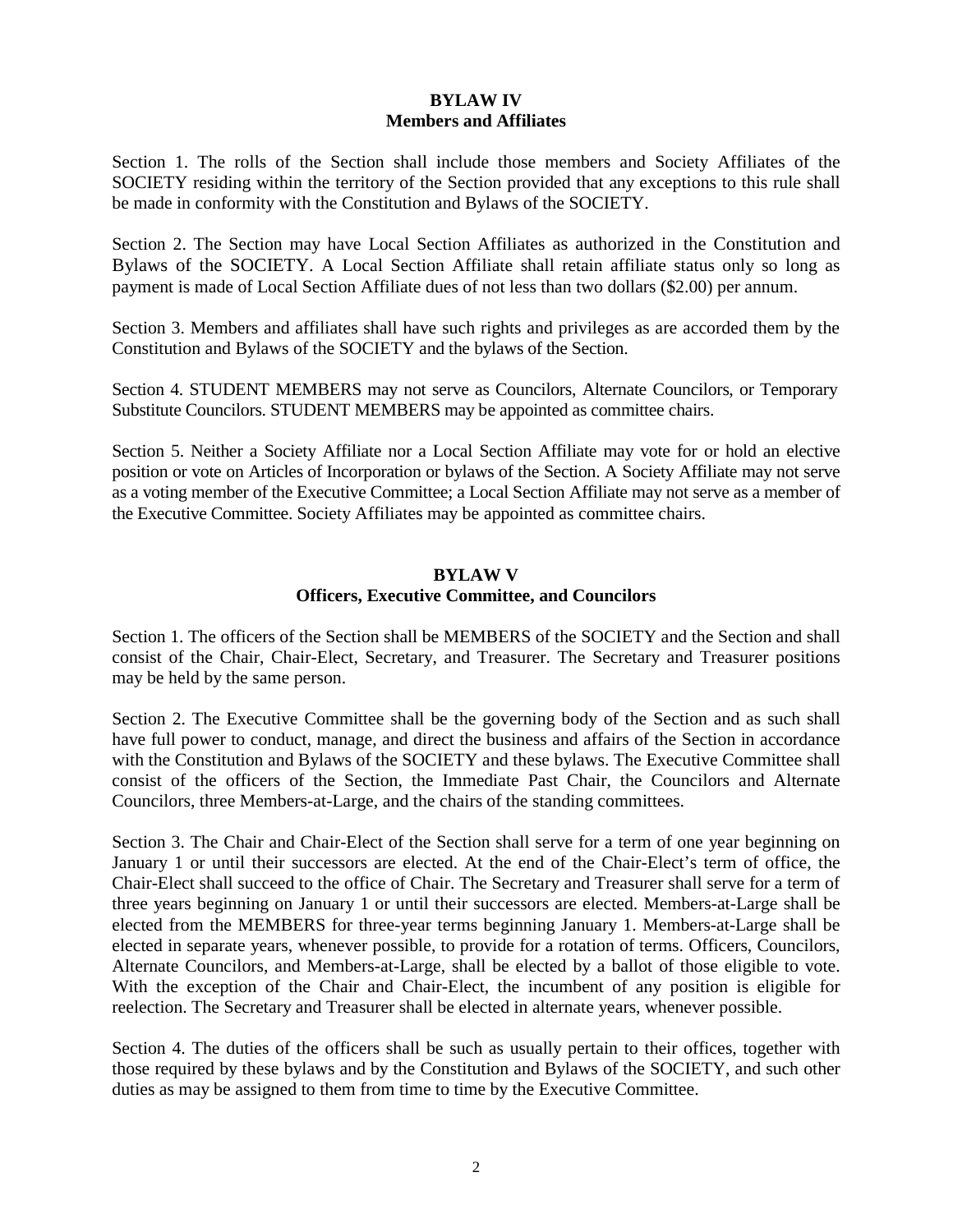## BYLAW IV
## Members and Affiliates

Section 1. The rolls of the Section shall include those members and Society Affiliates of the SOCIETY residing within the territory of the Section provided that any exceptions to this rule shall be made in conformity with the Constitution and Bylaws of the SOCIETY.

Section 2. The Section may have Local Section Affiliates as authorized in the Constitution and Bylaws of the SOCIETY. A Local Section Affiliate shall retain affiliate status only so long as payment is made of Local Section Affiliate dues of not less than two dollars ($2.00) per annum.

Section 3. Members and affiliates shall have such rights and privileges as are accorded them by the Constitution and Bylaws of the SOCIETY and the bylaws of the Section.

Section 4. STUDENT MEMBERS may not serve as Councilors, Alternate Councilors, or Temporary Substitute Councilors. STUDENT MEMBERS may be appointed as committee chairs.

Section 5. Neither a Society Affiliate nor a Local Section Affiliate may vote for or hold an elective position or vote on Articles of Incorporation or bylaws of the Section. A Society Affiliate may not serve as a voting member of the Executive Committee; a Local Section Affiliate may not serve as a member of the Executive Committee. Society Affiliates may be appointed as committee chairs.

## BYLAW V
## Officers, Executive Committee, and Councilors

Section 1. The officers of the Section shall be MEMBERS of the SOCIETY and the Section and shall consist of the Chair, Chair-Elect, Secretary, and Treasurer. The Secretary and Treasurer positions may be held by the same person.

Section 2. The Executive Committee shall be the governing body of the Section and as such shall have full power to conduct, manage, and direct the business and affairs of the Section in accordance with the Constitution and Bylaws of the SOCIETY and these bylaws. The Executive Committee shall consist of the officers of the Section, the Immediate Past Chair, the Councilors and Alternate Councilors, three Members-at-Large, and the chairs of the standing committees.

Section 3. The Chair and Chair-Elect of the Section shall serve for a term of one year beginning on January 1 or until their successors are elected. At the end of the Chair-Elect's term of office, the Chair-Elect shall succeed to the office of Chair. The Secretary and Treasurer shall serve for a term of three years beginning on January 1 or until their successors are elected. Members-at-Large shall be elected from the MEMBERS for three-year terms beginning January 1. Members-at-Large shall be elected in separate years, whenever possible, to provide for a rotation of terms. Officers, Councilors, Alternate Councilors, and Members-at-Large, shall be elected by a ballot of those eligible to vote. With the exception of the Chair and Chair-Elect, the incumbent of any position is eligible for reelection. The Secretary and Treasurer shall be elected in alternate years, whenever possible.

Section 4. The duties of the officers shall be such as usually pertain to their offices, together with those required by these bylaws and by the Constitution and Bylaws of the SOCIETY, and such other duties as may be assigned to them from time to time by the Executive Committee.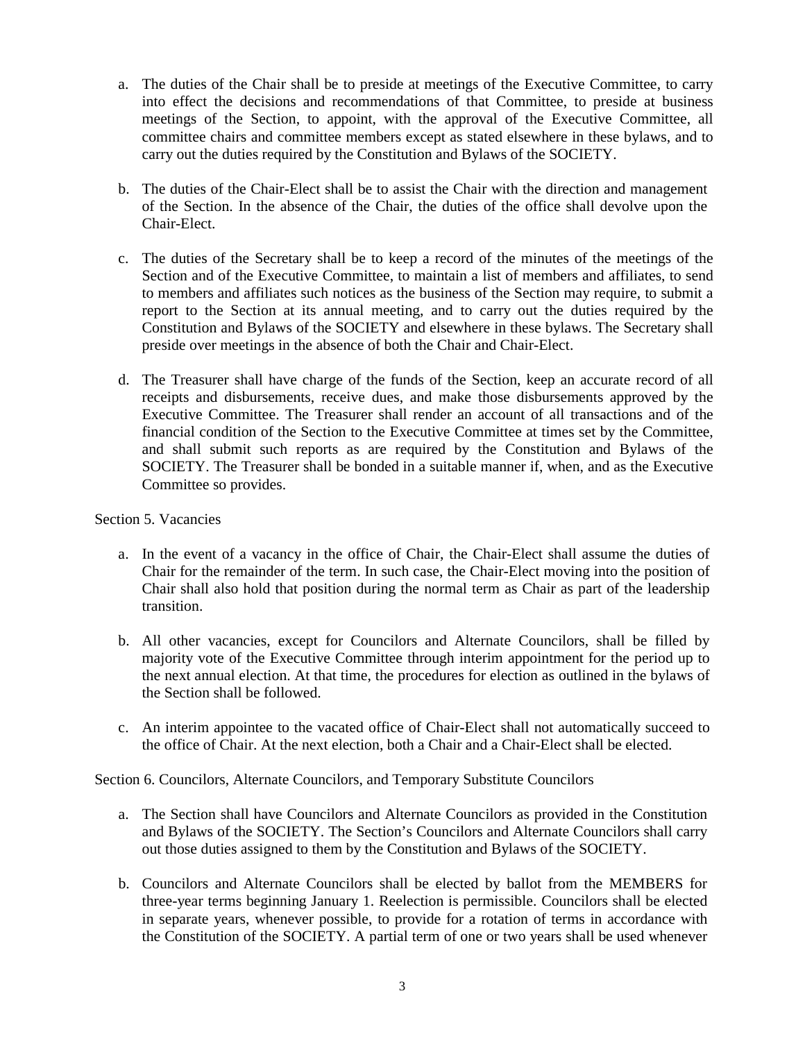a. The duties of the Chair shall be to preside at meetings of the Executive Committee, to carry into effect the decisions and recommendations of that Committee, to preside at business meetings of the Section, to appoint, with the approval of the Executive Committee, all committee chairs and committee members except as stated elsewhere in these bylaws, and to carry out the duties required by the Constitution and Bylaws of the SOCIETY.

b. The duties of the Chair-Elect shall be to assist the Chair with the direction and management of the Section. In the absence of the Chair, the duties of the office shall devolve upon the Chair-Elect.

c. The duties of the Secretary shall be to keep a record of the minutes of the meetings of the Section and of the Executive Committee, to maintain a list of members and affiliates, to send to members and affiliates such notices as the business of the Section may require, to submit a report to the Section at its annual meeting, and to carry out the duties required by the Constitution and Bylaws of the SOCIETY and elsewhere in these bylaws. The Secretary shall preside over meetings in the absence of both the Chair and Chair-Elect.

d. The Treasurer shall have charge of the funds of the Section, keep an accurate record of all receipts and disbursements, receive dues, and make those disbursements approved by the Executive Committee. The Treasurer shall render an account of all transactions and of the financial condition of the Section to the Executive Committee at times set by the Committee, and shall submit such reports as are required by the Constitution and Bylaws of the SOCIETY. The Treasurer shall be bonded in a suitable manner if, when, and as the Executive Committee so provides.

Section 5. Vacancies

a. In the event of a vacancy in the office of Chair, the Chair-Elect shall assume the duties of Chair for the remainder of the term. In such case, the Chair-Elect moving into the position of Chair shall also hold that position during the normal term as Chair as part of the leadership transition.

b. All other vacancies, except for Councilors and Alternate Councilors, shall be filled by majority vote of the Executive Committee through interim appointment for the period up to the next annual election. At that time, the procedures for election as outlined in the bylaws of the Section shall be followed.

c. An interim appointee to the vacated office of Chair-Elect shall not automatically succeed to the office of Chair. At the next election, both a Chair and a Chair-Elect shall be elected.

Section 6. Councilors, Alternate Councilors, and Temporary Substitute Councilors

a. The Section shall have Councilors and Alternate Councilors as provided in the Constitution and Bylaws of the SOCIETY. The Section's Councilors and Alternate Councilors shall carry out those duties assigned to them by the Constitution and Bylaws of the SOCIETY.

b. Councilors and Alternate Councilors shall be elected by ballot from the MEMBERS for three-year terms beginning January 1. Reelection is permissible. Councilors shall be elected in separate years, whenever possible, to provide for a rotation of terms in accordance with the Constitution of the SOCIETY. A partial term of one or two years shall be used whenever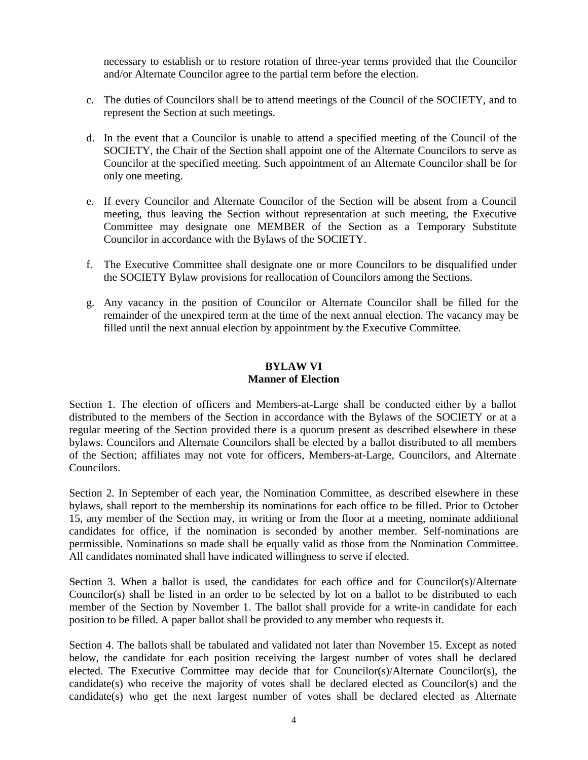necessary to establish or to restore rotation of three-year terms provided that the Councilor and/or Alternate Councilor agree to the partial term before the election.

c. The duties of Councilors shall be to attend meetings of the Council of the SOCIETY, and to represent the Section at such meetings.

d. In the event that a Councilor is unable to attend a specified meeting of the Council of the SOCIETY, the Chair of the Section shall appoint one of the Alternate Councilors to serve as Councilor at the specified meeting. Such appointment of an Alternate Councilor shall be for only one meeting.

e. If every Councilor and Alternate Councilor of the Section will be absent from a Council meeting, thus leaving the Section without representation at such meeting, the Executive Committee may designate one MEMBER of the Section as a Temporary Substitute Councilor in accordance with the Bylaws of the SOCIETY.

f. The Executive Committee shall designate one or more Councilors to be disqualified under the SOCIETY Bylaw provisions for reallocation of Councilors among the Sections.

g. Any vacancy in the position of Councilor or Alternate Councilor shall be filled for the remainder of the unexpired term at the time of the next annual election. The vacancy may be filled until the next annual election by appointment by the Executive Committee.

## BYLAW VI
## Manner of Election

Section 1. The election of officers and Members-at-Large shall be conducted either by a ballot distributed to the members of the Section in accordance with the Bylaws of the SOCIETY or at a regular meeting of the Section provided there is a quorum present as described elsewhere in these bylaws. Councilors and Alternate Councilors shall be elected by a ballot distributed to all members of the Section; affiliates may not vote for officers, Members-at-Large, Councilors, and Alternate Councilors.

Section 2. In September of each year, the Nomination Committee, as described elsewhere in these bylaws, shall report to the membership its nominations for each office to be filled. Prior to October 15, any member of the Section may, in writing or from the floor at a meeting, nominate additional candidates for office, if the nomination is seconded by another member. Self-nominations are permissible. Nominations so made shall be equally valid as those from the Nomination Committee. All candidates nominated shall have indicated willingness to serve if elected.

Section 3. When a ballot is used, the candidates for each office and for Councilor(s)/Alternate Councilor(s) shall be listed in an order to be selected by lot on a ballot to be distributed to each member of the Section by November 1. The ballot shall provide for a write-in candidate for each position to be filled. A paper ballot shall be provided to any member who requests it.

Section 4. The ballots shall be tabulated and validated not later than November 15. Except as noted below, the candidate for each position receiving the largest number of votes shall be declared elected. The Executive Committee may decide that for Councilor(s)/Alternate Councilor(s), the candidate(s) who receive the majority of votes shall be declared elected as Councilor(s) and the candidate(s) who get the next largest number of votes shall be declared elected as Alternate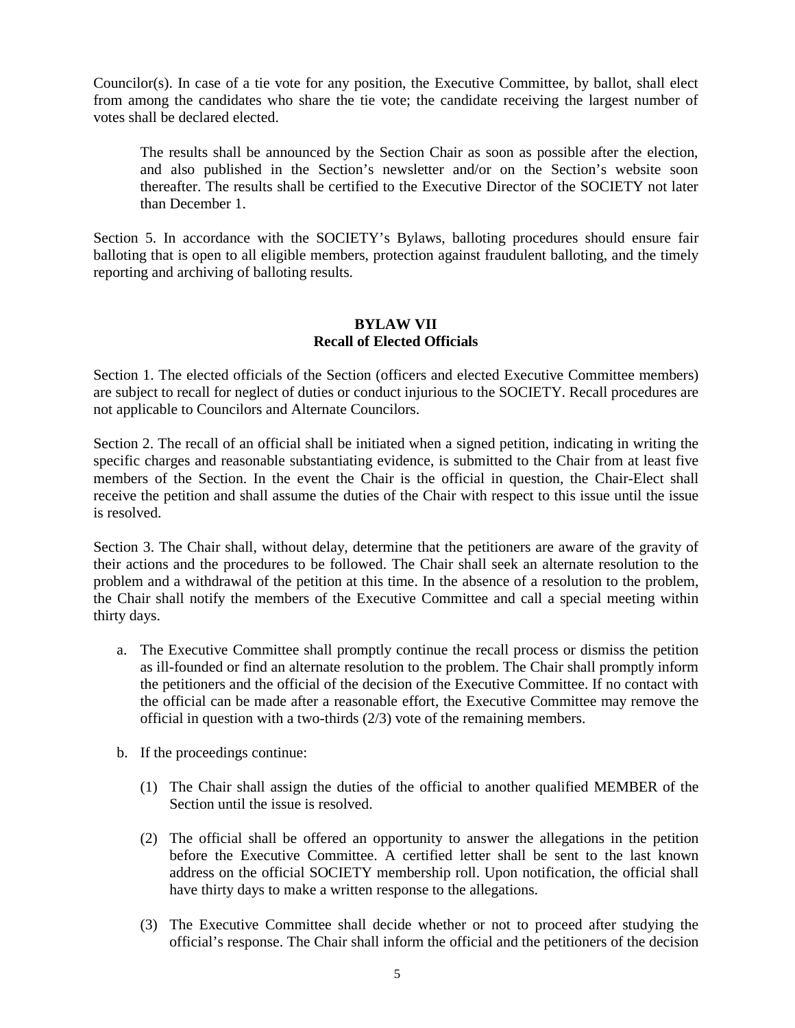Councilor(s). In case of a tie vote for any position, the Executive Committee, by ballot, shall elect from among the candidates who share the tie vote; the candidate receiving the largest number of votes shall be declared elected.

The results shall be announced by the Section Chair as soon as possible after the election, and also published in the Section's newsletter and/or on the Section's website soon thereafter. The results shall be certified to the Executive Director of the SOCIETY not later than December 1.

Section 5. In accordance with the SOCIETY's Bylaws, balloting procedures should ensure fair balloting that is open to all eligible members, protection against fraudulent balloting, and the timely reporting and archiving of balloting results.

## BYLAW VII
## Recall of Elected Officials

Section 1. The elected officials of the Section (officers and elected Executive Committee members) are subject to recall for neglect of duties or conduct injurious to the SOCIETY. Recall procedures are not applicable to Councilors and Alternate Councilors.

Section 2. The recall of an official shall be initiated when a signed petition, indicating in writing the specific charges and reasonable substantiating evidence, is submitted to the Chair from at least five members of the Section. In the event the Chair is the official in question, the Chair-Elect shall receive the petition and shall assume the duties of the Chair with respect to this issue until the issue is resolved.

Section 3. The Chair shall, without delay, determine that the petitioners are aware of the gravity of their actions and the procedures to be followed. The Chair shall seek an alternate resolution to the problem and a withdrawal of the petition at this time. In the absence of a resolution to the problem, the Chair shall notify the members of the Executive Committee and call a special meeting within thirty days.

a. The Executive Committee shall promptly continue the recall process or dismiss the petition as ill-founded or find an alternate resolution to the problem. The Chair shall promptly inform the petitioners and the official of the decision of the Executive Committee. If no contact with the official can be made after a reasonable effort, the Executive Committee may remove the official in question with a two-thirds (2/3) vote of the remaining members.

b. If the proceedings continue:

   (1) The Chair shall assign the duties of the official to another qualified MEMBER of the Section until the issue is resolved.

   (2) The official shall be offered an opportunity to answer the allegations in the petition before the Executive Committee. A certified letter shall be sent to the last known address on the official SOCIETY membership roll. Upon notification, the official shall have thirty days to make a written response to the allegations.

   (3) The Executive Committee shall decide whether or not to proceed after studying the official's response. The Chair shall inform the official and the petitioners of the decision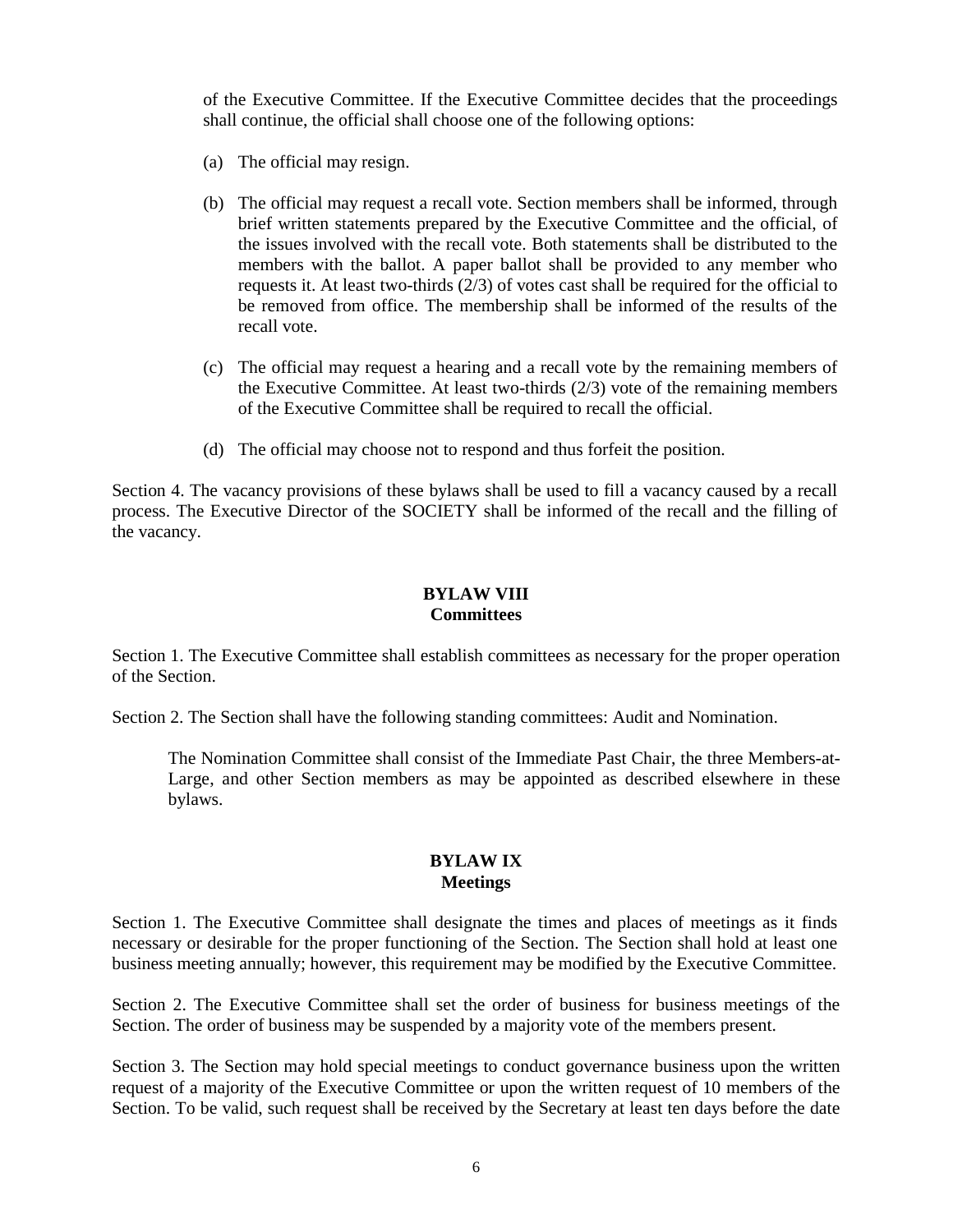of the Executive Committee. If the Executive Committee decides that the proceedings shall continue, the official shall choose one of the following options:

(a) The official may resign.

(b) The official may request a recall vote. Section members shall be informed, through brief written statements prepared by the Executive Committee and the official, of the issues involved with the recall vote. Both statements shall be distributed to the members with the ballot. A paper ballot shall be provided to any member who requests it. At least two-thirds (2/3) of votes cast shall be required for the official to be removed from office. The membership shall be informed of the results of the recall vote.

(c) The official may request a hearing and a recall vote by the remaining members of the Executive Committee. At least two-thirds (2/3) vote of the remaining members of the Executive Committee shall be required to recall the official.

(d) The official may choose not to respond and thus forfeit the position.

Section 4. The vacancy provisions of these bylaws shall be used to fill a vacancy caused by a recall process. The Executive Director of the SOCIETY shall be informed of the recall and the filling of the vacancy.

## BYLAW VIII
## Committees

Section 1. The Executive Committee shall establish committees as necessary for the proper operation of the Section.

Section 2. The Section shall have the following standing committees: Audit and Nomination.

The Nomination Committee shall consist of the Immediate Past Chair, the three Members-at-Large, and other Section members as may be appointed as described elsewhere in these bylaws.

## BYLAW IX
## Meetings

Section 1. The Executive Committee shall designate the times and places of meetings as it finds necessary or desirable for the proper functioning of the Section. The Section shall hold at least one business meeting annually; however, this requirement may be modified by the Executive Committee.

Section 2. The Executive Committee shall set the order of business for business meetings of the Section. The order of business may be suspended by a majority vote of the members present.

Section 3. The Section may hold special meetings to conduct governance business upon the written request of a majority of the Executive Committee or upon the written request of 10 members of the Section. To be valid, such request shall be received by the Secretary at least ten days before the date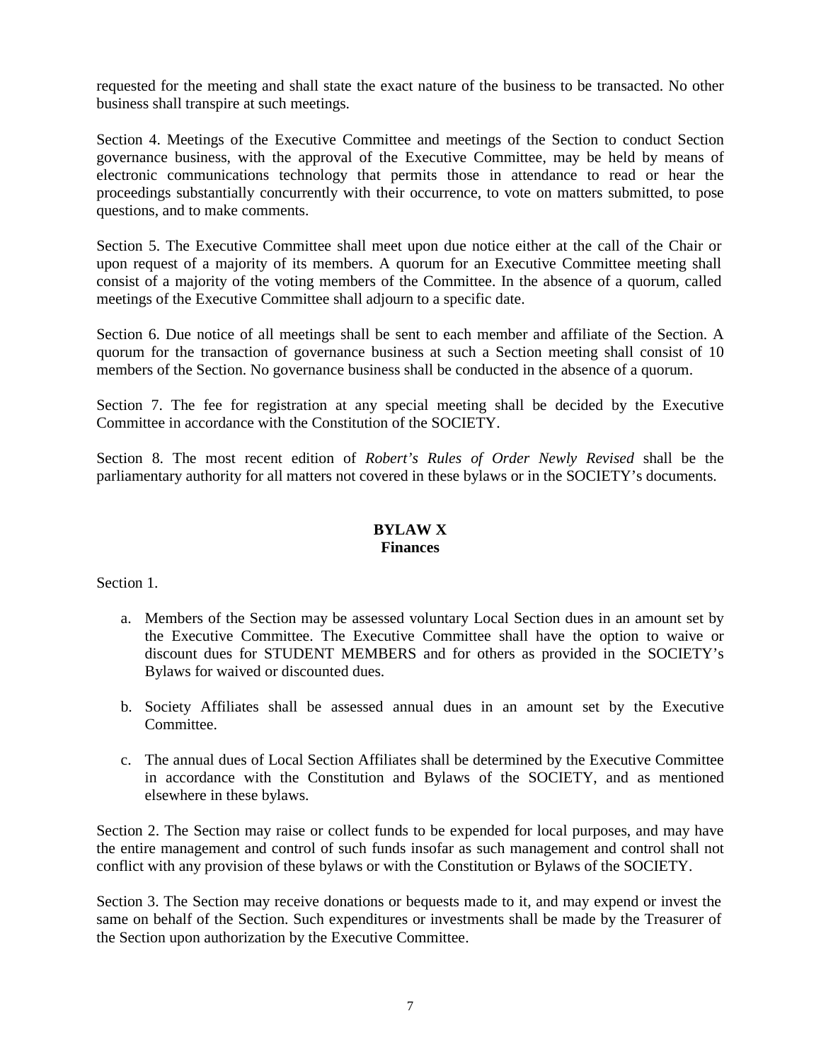requested for the meeting and shall state the exact nature of the business to be transacted. No other business shall transpire at such meetings.

Section 4. Meetings of the Executive Committee and meetings of the Section to conduct Section governance business, with the approval of the Executive Committee, may be held by means of electronic communications technology that permits those in attendance to read or hear the proceedings substantially concurrently with their occurrence, to vote on matters submitted, to pose questions, and to make comments.

Section 5. The Executive Committee shall meet upon due notice either at the call of the Chair or upon request of a majority of its members. A quorum for an Executive Committee meeting shall consist of a majority of the voting members of the Committee. In the absence of a quorum, called meetings of the Executive Committee shall adjourn to a specific date.

Section 6. Due notice of all meetings shall be sent to each member and affiliate of the Section. A quorum for the transaction of governance business at such a Section meeting shall consist of 10 members of the Section. No governance business shall be conducted in the absence of a quorum.

Section 7. The fee for registration at any special meeting shall be decided by the Executive Committee in accordance with the Constitution of the SOCIETY.

Section 8. The most recent edition of *Robert's Rules of Order Newly Revised* shall be the parliamentary authority for all matters not covered in these bylaws or in the SOCIETY's documents.

## BYLAW X
## Finances

Section 1.

a. Members of the Section may be assessed voluntary Local Section dues in an amount set by the Executive Committee. The Executive Committee shall have the option to waive or discount dues for STUDENT MEMBERS and for others as provided in the SOCIETY's Bylaws for waived or discounted dues.

b. Society Affiliates shall be assessed annual dues in an amount set by the Executive Committee.

c. The annual dues of Local Section Affiliates shall be determined by the Executive Committee in accordance with the Constitution and Bylaws of the SOCIETY, and as mentioned elsewhere in these bylaws.

Section 2. The Section may raise or collect funds to be expended for local purposes, and may have the entire management and control of such funds insofar as such management and control shall not conflict with any provision of these bylaws or with the Constitution or Bylaws of the SOCIETY.

Section 3. The Section may receive donations or bequests made to it, and may expend or invest the same on behalf of the Section. Such expenditures or investments shall be made by the Treasurer of the Section upon authorization by the Executive Committee.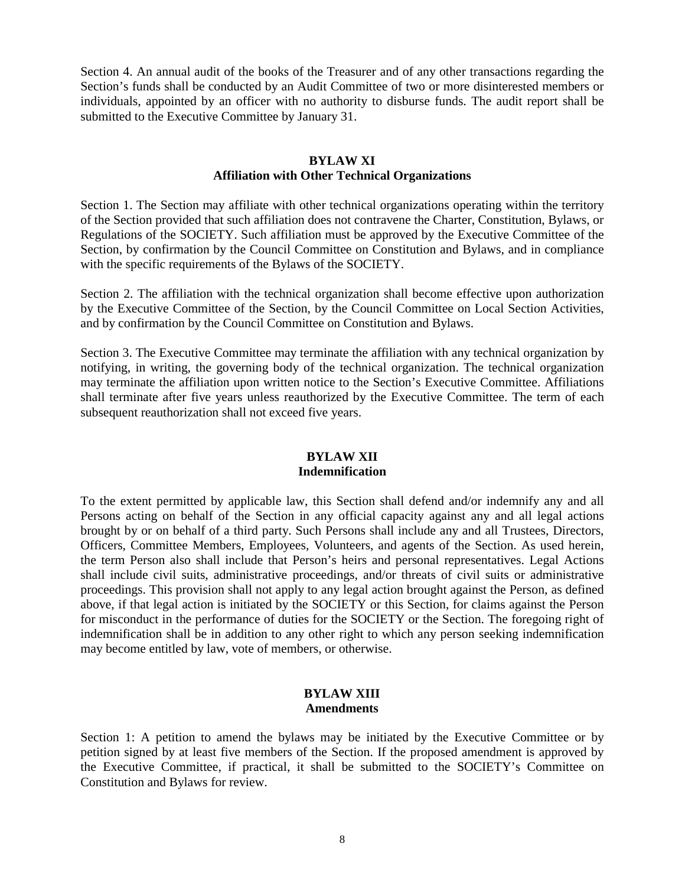Section 4. An annual audit of the books of the Treasurer and of any other transactions regarding the Section's funds shall be conducted by an Audit Committee of two or more disinterested members or individuals, appointed by an officer with no authority to disburse funds. The audit report shall be submitted to the Executive Committee by January 31.

## BYLAW XI
## Affiliation with Other Technical Organizations

Section 1. The Section may affiliate with other technical organizations operating within the territory of the Section provided that such affiliation does not contravene the Charter, Constitution, Bylaws, or Regulations of the SOCIETY. Such affiliation must be approved by the Executive Committee of the Section, by confirmation by the Council Committee on Constitution and Bylaws, and in compliance with the specific requirements of the Bylaws of the SOCIETY.

Section 2. The affiliation with the technical organization shall become effective upon authorization by the Executive Committee of the Section, by the Council Committee on Local Section Activities, and by confirmation by the Council Committee on Constitution and Bylaws.

Section 3. The Executive Committee may terminate the affiliation with any technical organization by notifying, in writing, the governing body of the technical organization. The technical organization may terminate the affiliation upon written notice to the Section's Executive Committee. Affiliations shall terminate after five years unless reauthorized by the Executive Committee. The term of each subsequent reauthorization shall not exceed five years.

## BYLAW XII
## Indemnification

To the extent permitted by applicable law, this Section shall defend and/or indemnify any and all Persons acting on behalf of the Section in any official capacity against any and all legal actions brought by or on behalf of a third party. Such Persons shall include any and all Trustees, Directors, Officers, Committee Members, Employees, Volunteers, and agents of the Section. As used herein, the term Person also shall include that Person's heirs and personal representatives. Legal Actions shall include civil suits, administrative proceedings, and/or threats of civil suits or administrative proceedings. This provision shall not apply to any legal action brought against the Person, as defined above, if that legal action is initiated by the SOCIETY or this Section, for claims against the Person for misconduct in the performance of duties for the SOCIETY or the Section. The foregoing right of indemnification shall be in addition to any other right to which any person seeking indemnification may become entitled by law, vote of members, or otherwise.

## BYLAW XIII
## Amendments

Section 1: A petition to amend the bylaws may be initiated by the Executive Committee or by petition signed by at least five members of the Section. If the proposed amendment is approved by the Executive Committee, if practical, it shall be submitted to the SOCIETY's Committee on Constitution and Bylaws for review.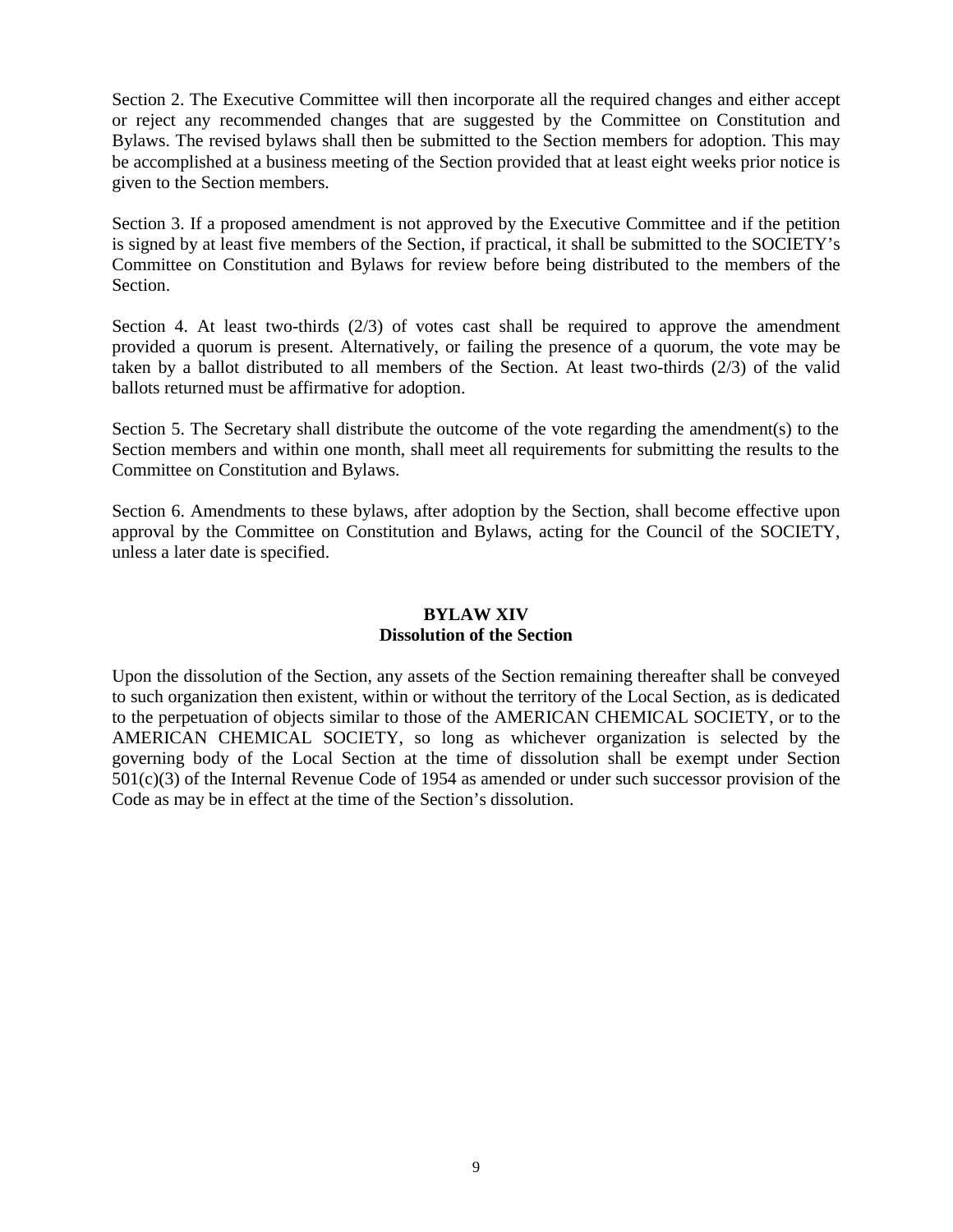Section 2. The Executive Committee will then incorporate all the required changes and either accept or reject any recommended changes that are suggested by the Committee on Constitution and Bylaws. The revised bylaws shall then be submitted to the Section members for adoption. This may be accomplished at a business meeting of the Section provided that at least eight weeks prior notice is given to the Section members.

Section 3. If a proposed amendment is not approved by the Executive Committee and if the petition is signed by at least five members of the Section, if practical, it shall be submitted to the SOCIETY's Committee on Constitution and Bylaws for review before being distributed to the members of the Section.

Section 4. At least two-thirds (2/3) of votes cast shall be required to approve the amendment provided a quorum is present. Alternatively, or failing the presence of a quorum, the vote may be taken by a ballot distributed to all members of the Section. At least two-thirds (2/3) of the valid ballots returned must be affirmative for adoption.

Section 5. The Secretary shall distribute the outcome of the vote regarding the amendment(s) to the Section members and within one month, shall meet all requirements for submitting the results to the Committee on Constitution and Bylaws.

Section 6. Amendments to these bylaws, after adoption by the Section, shall become effective upon approval by the Committee on Constitution and Bylaws, acting for the Council of the SOCIETY, unless a later date is specified.

## BYLAW XIV
## Dissolution of the Section

Upon the dissolution of the Section, any assets of the Section remaining thereafter shall be conveyed to such organization then existent, within or without the territory of the Local Section, as is dedicated to the perpetuation of objects similar to those of the AMERICAN CHEMICAL SOCIETY, or to the AMERICAN CHEMICAL SOCIETY, so long as whichever organization is selected by the governing body of the Local Section at the time of dissolution shall be exempt under Section 501(c)(3) of the Internal Revenue Code of 1954 as amended or under such successor provision of the Code as may be in effect at the time of the Section's dissolution.